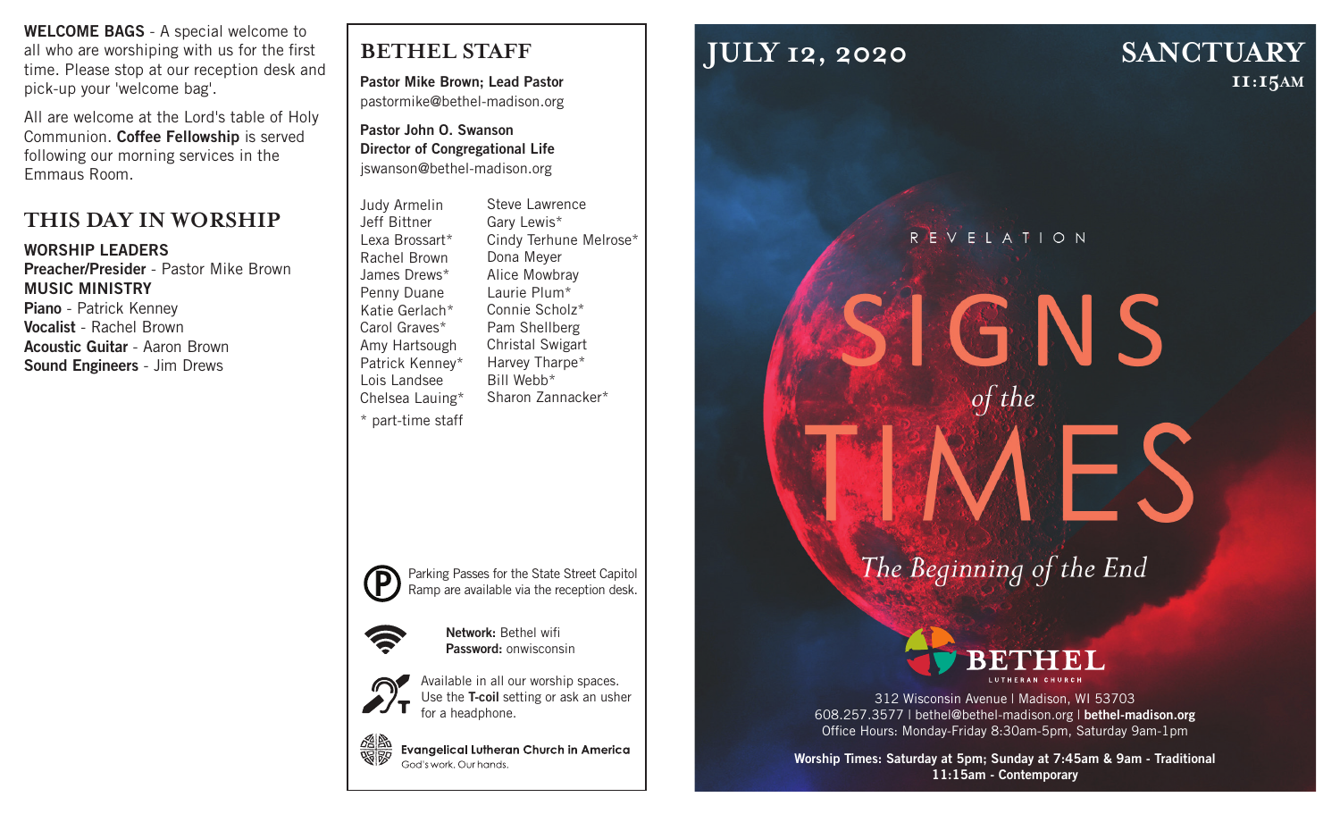**WELCOME BAGS** - A special welcome to all who are worshiping with us for the first time. Please stop at our reception desk and pick-up your 'welcome bag'.

All are welcome at the Lord's table of Holy Communion. **Coffee Fellowship** is served following our morning services in the Emmaus Room.

## THIS DAY IN WORSHIP

**WORSHIP LEADERS**
**Preacher/Presider** - Pastor Mike Brown
**MUSIC MINISTRY**
**Piano** - Patrick Kenney
**Vocalist** - Rachel Brown
**Acoustic Guitar** - Aaron Brown
**Sound Engineers** - Jim Drews

## BETHEL STAFF

**Pastor Mike Brown; Lead Pastor**
pastormike@bethel-madison.org

**Pastor John O. Swanson**
**Director of Congregational Life**
jswanson@bethel-madison.org

Judy Armelin
Jeff Bittner
Lexa Brossart*
Rachel Brown
James Drews*
Penny Duane
Katie Gerlach*
Carol Graves*
Amy Hartsough
Patrick Kenney*
Lois Landsee
Chelsea Lauing*
Steve Lawrence
Gary Lewis*
Cindy Terhune Melrose*
Dona Meyer
Alice Mowbray
Laurie Plum*
Connie Scholz*
Pam Shellberg
Christal Swigart
Harvey Tharpe*
Bill Webb*
Sharon Zannacker*

* part-time staff

Parking Passes for the State Street Capitol Ramp are available via the reception desk.

**Network:** Bethel wifi
**Password:** onwisconsin

Available in all our worship spaces. Use the **T-coil** setting or ask an usher for a headphone.

**Evangelical Lutheran Church in America**
God's work. Our hands.

# JULY 12, 2020

# SANCTUARY
**11:15AM**

REVELATION

# SIGNS *of the* TIMES

*The Beginning of the End*

**BETHEL**
LUTHERAN CHURCH

312 Wisconsin Avenue | Madison, WI 53703
608.257.3577 | bethel@bethel-madison.org | **bethel-madison.org**
Office Hours: Monday-Friday 8:30am-5pm, Saturday 9am-1pm

**Worship Times: Saturday at 5pm; Sunday at 7:45am & 9am - Traditional**
**11:15am - Contemporary**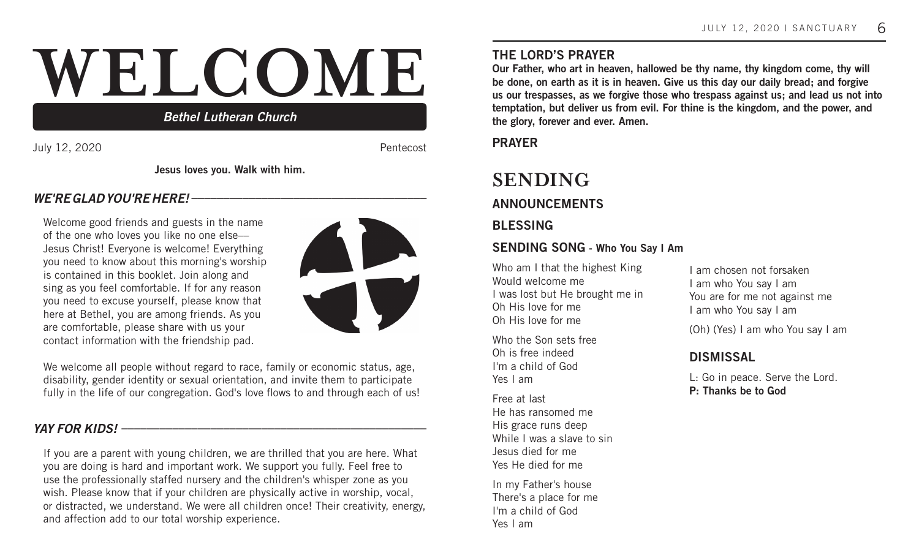// Full response in markdown format

# WELCOME

***Bethel Lutheran Church***

July 12, 2020 Pentecost

**Jesus loves you. Walk with him.**

### *WE'RE GLAD YOU'RE HERE!*

Welcome good friends and guests in the name of the one who loves you like no one else—Jesus Christ! Everyone is welcome! Everything you need to know about this morning's worship is contained in this booklet. Join along and sing as you feel comfortable. If for any reason you need to excuse yourself, please know that here at Bethel, you are among friends. As you are comfortable, please share with us your contact information with the friendship pad.

We welcome all people without regard to race, family or economic status, age, disability, gender identity or sexual orientation, and invite them to participate fully in the life of our congregation. God's love flows to and through each of us!

### *YAY FOR KIDS!*

If you are a parent with young children, we are thrilled that you are here. What you are doing is hard and important work. We support you fully. Feel free to use the professionally staffed nursery and the children's whisper zone as you wish. Please know that if your children are physically active in worship, vocal, or distracted, we understand. We were all children once! Their creativity, energy, and affection add to our total worship experience.

### THE LORD'S PRAYER

**Our Father, who art in heaven, hallowed be thy name, thy kingdom come, thy will be done, on earth as it is in heaven. Give us this day our daily bread; and forgive us our trespasses, as we forgive those who trespass against us; and lead us not into temptation, but deliver us from evil. For thine is the kingdom, and the power, and the glory, forever and ever. Amen.**

### PRAYER

## SENDING

### ANNOUNCEMENTS

### BLESSING

### SENDING SONG - Who You Say I Am

Who am I that the highest King  
Would welcome me  
I was lost but He brought me in  
Oh His love for me  
Oh His love for me

Who the Son sets free  
Oh is free indeed  
I'm a child of God  
Yes I am

Free at last  
He has ransomed me  
His grace runs deep  
While I was a slave to sin  
Jesus died for me  
Yes He died for me

In my Father's house  
There's a place for me  
I'm a child of God  
Yes I am

I am chosen not forsaken  
I am who You say I am  
You are for me not against me  
I am who You say I am

(Oh) (Yes) I am who You say I am

### DISMISSAL

L: Go in peace. Serve the Lord.  
**P: Thanks be to God**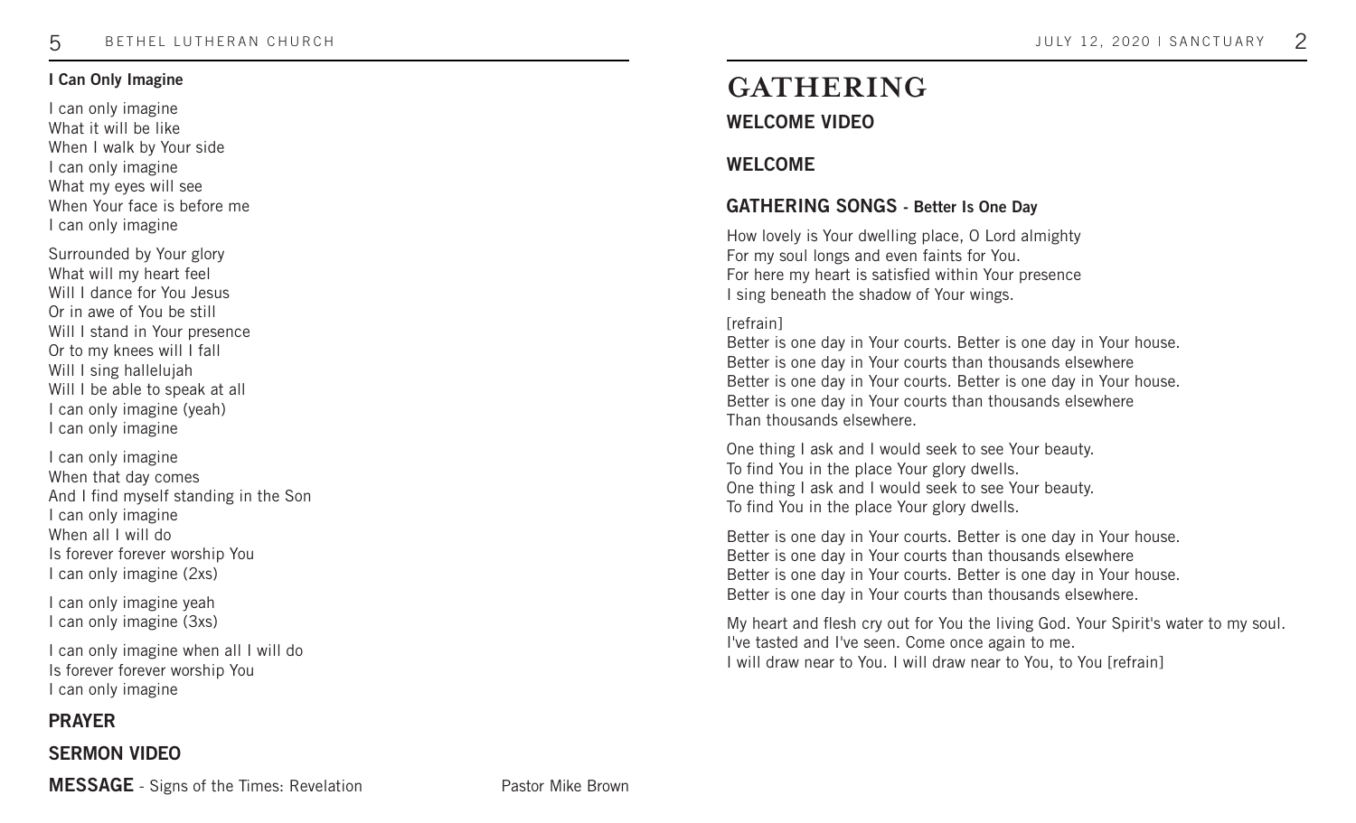**I Can Only Imagine**

I can only imagine
What it will be like
When I walk by Your side
I can only imagine
What my eyes will see
When Your face is before me
I can only imagine

Surrounded by Your glory
What will my heart feel
Will I dance for You Jesus
Or in awe of You be still
Will I stand in Your presence
Or to my knees will I fall
Will I sing hallelujah
Will I be able to speak at all
I can only imagine (yeah)
I can only imagine

I can only imagine
When that day comes
And I find myself standing in the Son
I can only imagine
When all I will do
Is forever forever worship You
I can only imagine (2xs)

I can only imagine yeah
I can only imagine (3xs)

I can only imagine when all I will do
Is forever forever worship You
I can only imagine

## PRAYER

## SERMON VIDEO

**MESSAGE** - Signs of the Times: Revelation — Pastor Mike Brown

# GATHERING

## WELCOME VIDEO

## WELCOME

## GATHERING SONGS - Better Is One Day

How lovely is Your dwelling place, O Lord almighty
For my soul longs and even faints for You.
For here my heart is satisfied within Your presence
I sing beneath the shadow of Your wings.

[refrain]
Better is one day in Your courts. Better is one day in Your house.
Better is one day in Your courts than thousands elsewhere
Better is one day in Your courts. Better is one day in Your house.
Better is one day in Your courts than thousands elsewhere
Than thousands elsewhere.

One thing I ask and I would seek to see Your beauty.
To find You in the place Your glory dwells.
One thing I ask and I would seek to see Your beauty.
To find You in the place Your glory dwells.

Better is one day in Your courts. Better is one day in Your house.
Better is one day in Your courts than thousands elsewhere
Better is one day in Your courts. Better is one day in Your house.
Better is one day in Your courts than thousands elsewhere.

My heart and flesh cry out for You the living God. Your Spirit's water to my soul.
I've tasted and I've seen. Come once again to me.
I will draw near to You. I will draw near to You, to You [refrain]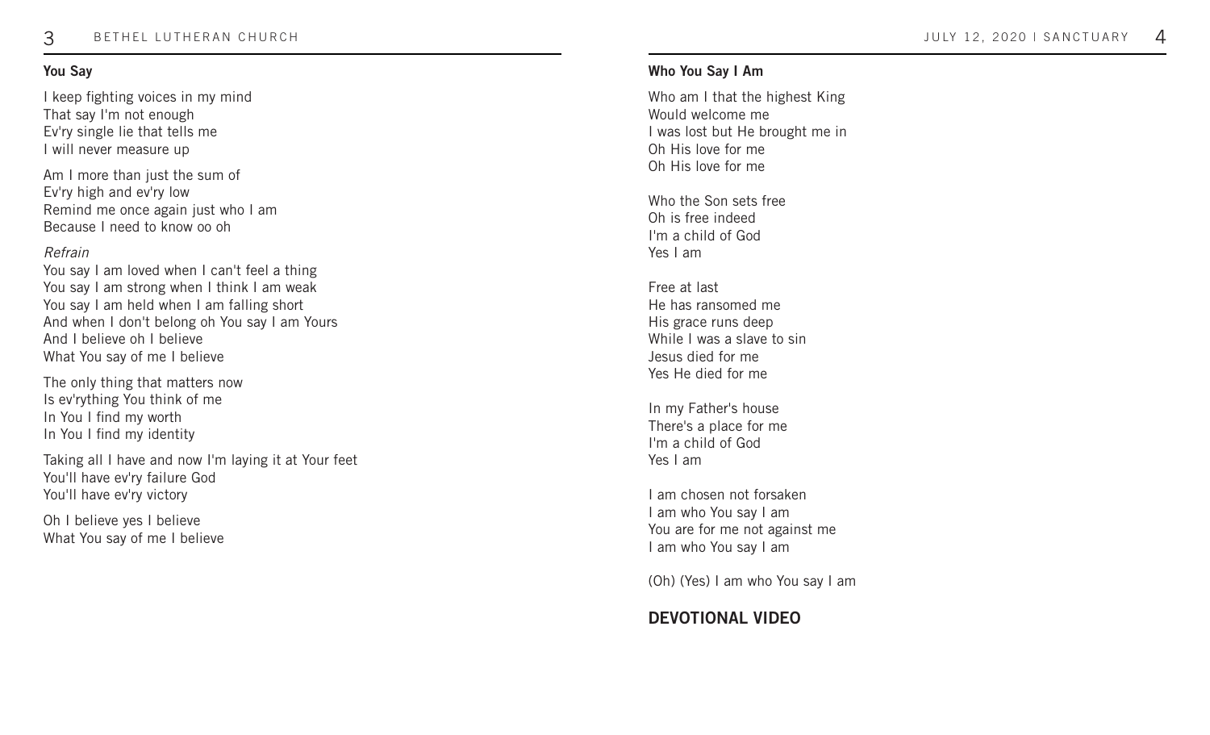### You Say

I keep fighting voices in my mind
That say I'm not enough
Ev'ry single lie that tells me
I will never measure up

Am I more than just the sum of
Ev'ry high and ev'ry low
Remind me once again just who I am
Because I need to know oo oh

*Refrain*
You say I am loved when I can't feel a thing
You say I am strong when I think I am weak
You say I am held when I am falling short
And when I don't belong oh You say I am Yours
And I believe oh I believe
What You say of me I believe

The only thing that matters now
Is ev'rything You think of me
In You I find my worth
In You I find my identity

Taking all I have and now I'm laying it at Your feet
You'll have ev'ry failure God
You'll have ev'ry victory

Oh I believe yes I believe
What You say of me I believe

### Who You Say I Am

Who am I that the highest King
Would welcome me
I was lost but He brought me in
Oh His love for me
Oh His love for me

Who the Son sets free
Oh is free indeed
I'm a child of God
Yes I am

Free at last
He has ransomed me
His grace runs deep
While I was a slave to sin
Jesus died for me
Yes He died for me

In my Father's house
There's a place for me
I'm a child of God
Yes I am

I am chosen not forsaken
I am who You say I am
You are for me not against me
I am who You say I am

(Oh) (Yes) I am who You say I am

## DEVOTIONAL VIDEO